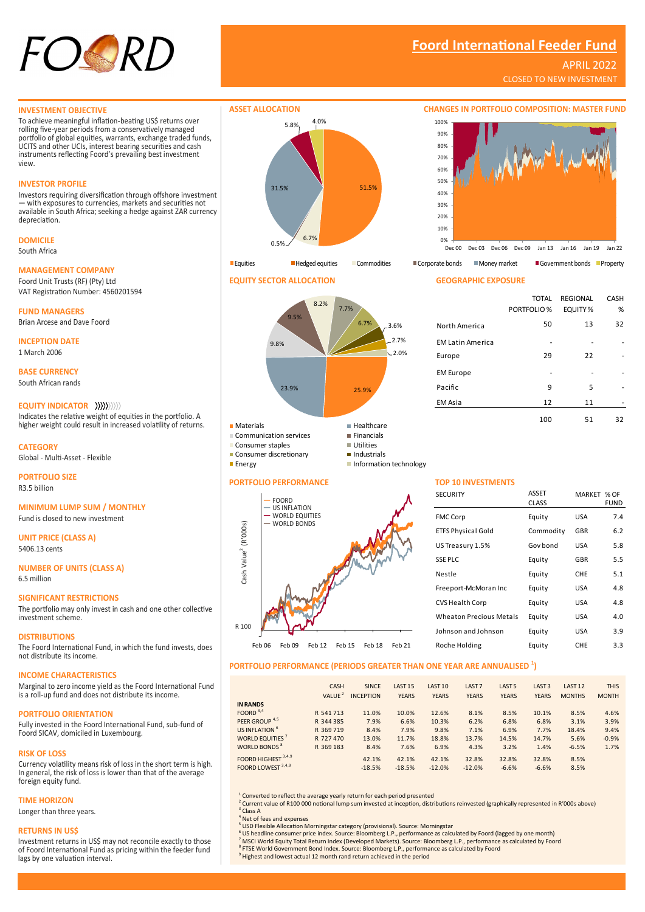# Foord International Feeder Fund

APRIL 2022

CLOSED TO NEW INVESTMENT

## INVESTMENT OBJECTIVE

To achieve meaningful inflation-beating US$ returns over rolling five-year periods from a conservatively managed portfolio of global equities, warrants, exchange traded funds, UCITS and other UCIs, interest bearing securities and cash instruments reflecting Foord's prevailing best investment view.

## INVESTOR PROFILE

Investors requiring diversification through offshore investment — with exposures to currencies, markets and securities not available in South Africa; seeking a hedge against ZAR currency depreciation.

## DOMICILE

South Africa

## MANAGEMENT COMPANY

Foord Unit Trusts (RF) (Pty) Ltd
VAT Registration Number: 4560201594

## FUND MANAGERS

Brian Arcese and Dave Foord

## INCEPTION DATE

1 March 2006

## BASE CURRENCY

South African rands

## EQUITY INDICATOR

Indicates the relative weight of equities in the portfolio. A higher weight could result in increased volatility of returns.

## CATEGORY

Global - Multi-Asset - Flexible

## PORTFOLIO SIZE

R3.5 billion

## MINIMUM LUMP SUM / MONTHLY

Fund is closed to new investment

## UNIT PRICE (CLASS A)

5406.13 cents

## NUMBER OF UNITS (CLASS A)

6.5 million

## SIGNIFICANT RESTRICTIONS

The portfolio may only invest in cash and one other collective investment scheme.

## DISTRIBUTIONS

The Foord International Fund, in which the fund invests, does not distribute its income.

## INCOME CHARACTERISTICS

Marginal to zero income yield as the Foord International Fund is a roll-up fund and does not distribute its income.

## PORTFOLIO ORIENTATION

Fully invested in the Foord International Fund, sub-fund of Foord SICAV, domiciled in Luxembourg.

## RISK OF LOSS

Currency volatility means risk of loss in the short term is high. In general, the risk of loss is lower than that of the average foreign equity fund.

## TIME HORIZON

Longer than three years.

## RETURNS IN US$

Investment returns in US$ may not reconcile exactly to those of Foord International Fund as pricing within the feeder fund lags by one valuation interval.

## ASSET ALLOCATION

| Asset class | % |
|---|---|
| Equities | 51.5% |
| Hedged equities | 6.7% |
| Commodities | 0.5% |
| Corporate bonds | 31.5% |
| Money market | 5.8% |
| Government bonds | 4.0% |
| Property | |

## CHANGES IN PORTFOLIO COMPOSITION: MASTER FUND

(Chart: Dec 00 – Jan 22; Equities, Hedged equities, Commodities, Corporate bonds, Money market, Government bonds, Property)

## EQUITY SECTOR ALLOCATION

| Sector | % |
|---|---|
| Materials | 25.9% |
| Healthcare | 23.9% |
| Communication services | 9.8% |
| Financials | 9.5% |
| Consumer staples | 8.2% |
| Utilities | 7.7% |
| Consumer discretionary | 6.7% |
| Industrials | 3.6% |
| Energy | 2.7% |
| Information technology | 2.0% |

## GEOGRAPHIC EXPOSURE

| | TOTAL PORTFOLIO % | REGIONAL EQUITY % | CASH % |
|---|---|---|---|
| North America | 50 | 13 | 32 |
| EM Latin America | - | - | - |
| Europe | 29 | 22 | - |
| EM Europe | - | - | - |
| Pacific | 9 | 5 | - |
| EM Asia | 12 | 11 | - |
| | 100 | 51 | 32 |

## PORTFOLIO PERFORMANCE

(Chart: Cash Value[2] (R'000s), from R 100, Feb 06 – Feb 21; FOORD, US INFLATION, WORLD EQUITIES, WORLD BONDS)

## TOP 10 INVESTMENTS

| SECURITY | ASSET CLASS | MARKET | % OF FUND |
|---|---|---|---|
| FMC Corp | Equity | USA | 7.4 |
| ETFS Physical Gold | Commodity | GBR | 6.2 |
| US Treasury 1.5% | Gov bond | USA | 5.8 |
| SSE PLC | Equity | GBR | 5.5 |
| Nestle | Equity | CHE | 5.1 |
| Freeport-McMoran Inc | Equity | USA | 4.8 |
| CVS Health Corp | Equity | USA | 4.8 |
| Wheaton Precious Metals | Equity | USA | 4.0 |
| Johnson and Johnson | Equity | USA | 3.9 |
| Roche Holding | Equity | CHE | 3.3 |

## PORTFOLIO PERFORMANCE (PERIODS GREATER THAN ONE YEAR ARE ANNUALISED [1])

| | CASH VALUE [2] | SINCE INCEPTION | LAST 15 YEARS | LAST 10 YEARS | LAST 7 YEARS | LAST 5 YEARS | LAST 3 YEARS | LAST 12 MONTHS | THIS MONTH |
|---|---|---|---|---|---|---|---|---|---|
| **IN RANDS** | | | | | | | | | |
| FOORD [3,4] | R 541 713 | 11.0% | 10.0% | 12.6% | 8.1% | 8.5% | 10.1% | 8.5% | 4.6% |
| PEER GROUP [4,5] | R 344 385 | 7.9% | 6.6% | 10.3% | 6.2% | 6.8% | 6.8% | 3.1% | 3.9% |
| US INFLATION [6] | R 369 719 | 8.4% | 7.9% | 9.8% | 7.1% | 6.9% | 7.7% | 18.4% | 9.4% |
| WORLD EQUITIES [7] | R 727 470 | 13.0% | 11.7% | 18.8% | 13.7% | 14.5% | 14.7% | 5.6% | -0.9% |
| WORLD BONDS [8] | R 369 183 | 8.4% | 7.6% | 6.9% | 4.3% | 3.2% | 1.4% | -6.5% | 1.7% |
| FOORD HIGHEST [3,4,9] | | 42.1% | 42.1% | 42.1% | 32.8% | 32.8% | 32.8% | 8.5% | |
| FOORD LOWEST [3,4,9] | | -18.5% | -18.5% | -12.0% | -12.0% | -6.6% | -6.6% | 8.5% | |

[1] Converted to reflect the average yearly return for each period presented
[2] Current value of R100 000 notional lump sum invested at inception, distributions reinvested (graphically represented in R'000s above)
[3] Class A
[4] Net of fees and expenses
[5] USD Flexible Allocation Morningstar category (provisional). Source: Morningstar
[6] US headline consumer price index. Source: Bloomberg L.P., performance as calculated by Foord (lagged by one month)
[7] MSCI World Equity Total Return Index (Developed Markets). Source: Bloomberg L.P., performance as calculated by Foord
[8] FTSE World Government Bond Index. Source: Bloomberg L.P., performance as calculated by Foord
[9] Highest and lowest actual 12 month rand return achieved in the period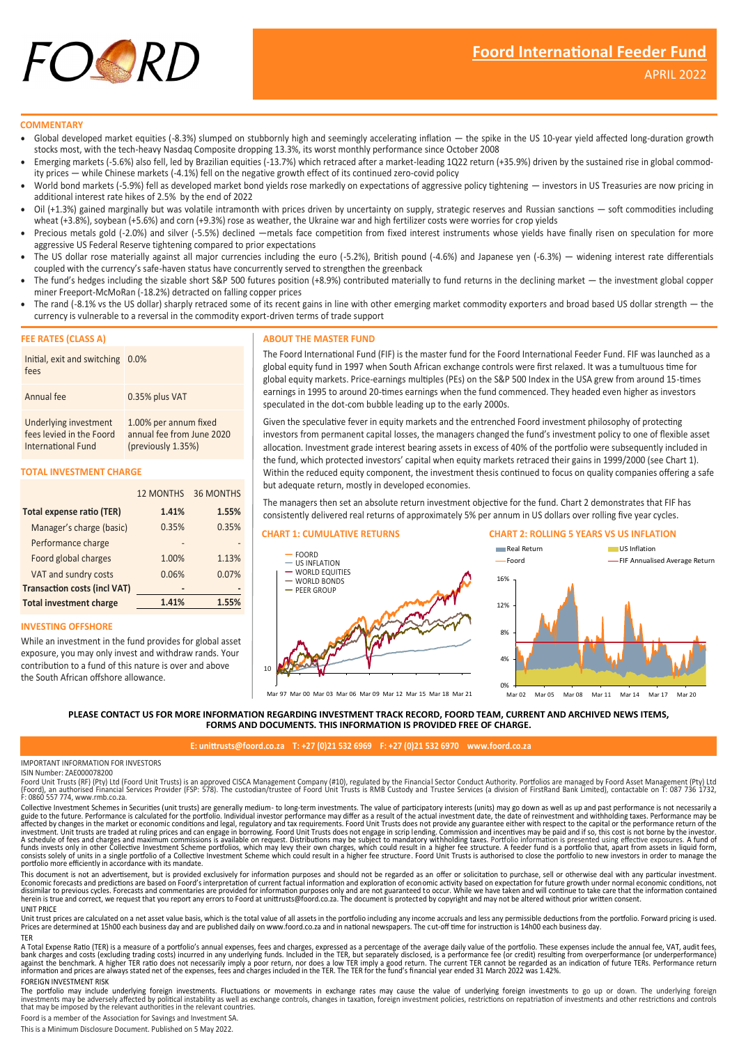# Foord International Feeder Fund

APRIL 2022

## COMMENTARY

- Global developed market equities (-8.3%) slumped on stubbornly high and seemingly accelerating inflation — the spike in the US 10-year yield affected long-duration growth stocks most, with the tech-heavy Nasdaq Composite dropping 13.3%, its worst monthly performance since October 2008
- Emerging markets (-5.6%) also fell, led by Brazilian equities (-13.7%) which retraced after a market-leading 1Q22 return (+35.9%) driven by the sustained rise in global commodity prices — while Chinese markets (-4.1%) fell on the negative growth effect of its continued zero-covid policy
- World bond markets (-5.9%) fell as developed market bond yields rose markedly on expectations of aggressive policy tightening — investors in US Treasuries are now pricing in additional interest rate hikes of 2.5% by the end of 2022
- Oil (+1.3%) gained marginally but was volatile intramonth with prices driven by uncertainty on supply, strategic reserves and Russian sanctions — soft commodities including wheat (+3.8%), soybean (+5.6%) and corn (+9.3%) rose as weather, the Ukraine war and high fertilizer costs were worries for crop yields
- Precious metals gold (-2.0%) and silver (-5.5%) declined —metals face competition from fixed interest instruments whose yields have finally risen on speculation for more aggressive US Federal Reserve tightening compared to prior expectations
- The US dollar rose materially against all major currencies including the euro (-5.2%), British pound (-4.6%) and Japanese yen (-6.3%) — widening interest rate differentials coupled with the currency's safe-haven status have concurrently served to strengthen the greenback
- The fund's hedges including the sizable short S&P 500 futures position (+8.9%) contributed materially to fund returns in the declining market — the investment global copper miner Freeport-McMoRan (-18.2%) detracted on falling copper prices
- The rand (-8.1% vs the US dollar) sharply retraced some of its recent gains in line with other emerging market commodity exporters and broad based US dollar strength — the currency is vulnerable to a reversal in the commodity export-driven terms of trade support

## FEE RATES (CLASS A)

| | |
|---|---|
| Initial, exit and switching fees | 0.0% |
| Annual fee | 0.35% plus VAT |
| Underlying investment fees levied in the Foord International Fund | 1.00% per annum fixed annual fee from June 2020 (previously 1.35%) |

## TOTAL INVESTMENT CHARGE

| | 12 MONTHS | 36 MONTHS |
|---|---|---|
| **Total expense ratio (TER)** | **1.41%** | **1.55%** |
| Manager's charge (basic) | 0.35% | 0.35% |
| Performance charge | - | - |
| Foord global charges | 1.00% | 1.13% |
| VAT and sundry costs | 0.06% | 0.07% |
| **Transaction costs (incl VAT)** | **-** | **-** |
| **Total investment charge** | **1.41%** | **1.55%** |

## INVESTING OFFSHORE

While an investment in the fund provides for global asset exposure, you may only invest and withdraw rands. Your contribution to a fund of this nature is over and above the South African offshore allowance.

## ABOUT THE MASTER FUND

The Foord International Fund (FIF) is the master fund for the Foord International Feeder Fund. FIF was launched as a global equity fund in 1997 when South African exchange controls were first relaxed. It was a tumultuous time for global equity markets. Price-earnings multiples (PEs) on the S&P 500 Index in the USA grew from around 15-times earnings in 1995 to around 20-times earnings when the fund commenced. They headed even higher as investors speculated in the dot-com bubble leading up to the early 2000s.

Given the speculative fever in equity markets and the entrenched Foord investment philosophy of protecting investors from permanent capital losses, the managers changed the fund's investment policy to one of flexible asset allocation. Investment grade interest bearing assets in excess of 40% of the portfolio were subsequently included in the fund, which protected investors' capital when equity markets retraced their gains in 1999/2000 (see Chart 1). Within the reduced equity component, the investment thesis continued to focus on quality companies offering a safe but adequate return, mostly in developed economies.

The managers then set an absolute return investment objective for the fund. Chart 2 demonstrates that FIF has consistently delivered real returns of approximately 5% per annum in US dollars over rolling five year cycles.

### CHART 1: CUMULATIVE RETURNS

FOORD
US INFLATION
WORLD EQUITIES
WORLD BONDS
PEER GROUP

10

Mar 97 Mar 00 Mar 03 Mar 06 Mar 09 Mar 12 Mar 15 Mar 18 Mar 21

### CHART 2: ROLLING 5 YEARS VS US INFLATION

Real Return
US Inflation
Foord
FIF Annualised Average Return

16%
12%
8%
4%
0%

Mar 02 Mar 05 Mar 08 Mar 11 Mar 14 Mar 17 Mar 20

**PLEASE CONTACT US FOR MORE INFORMATION REGARDING INVESTMENT TRACK RECORD, FOORD TEAM, CURRENT AND ARCHIVED NEWS ITEMS, FORMS AND DOCUMENTS. THIS INFORMATION IS PROVIDED FREE OF CHARGE.**

**E: unittrusts@foord.co.za T: +27 (0)21 532 6969 F: +27 (0)21 532 6970 www.foord.co.za**

IMPORTANT INFORMATION FOR INVESTORS

ISIN Number: ZAE000078200

Foord Unit Trusts (RF) (Pty) Ltd (Foord Unit Trusts) is an approved CISCA Management Company (#10), regulated by the Financial Sector Conduct Authority. Portfolios are managed by Foord Asset Management (Pty) Ltd (Foord), an authorised Financial Services Provider (FSP: 578). The custodian/trustee of Foord Unit Trusts is RMB Custody and Trustee Services (a division of FirstRand Bank Limited), contactable on T: 087 736 1732, F: 0860 557 774, www.rmb.co.za.

Collective Investment Schemes in Securities (unit trusts) are generally medium- to long-term investments. The value of participatory interests (units) may go down as well as up and past performance is not necessarily a guide to the future. Performance is calculated for the portfolio. Individual investor performance may differ as a result of the actual investment date, the date of reinvestment and withholding taxes. Performance may be affected by changes in the market or economic conditions and legal, regulatory and tax requirements. Foord Unit Trusts does not provide any guarantee either with respect to the capital or the performance return of the investment. Unit trusts are traded at ruling prices and can engage in borrowing. Foord Unit Trusts does not engage in scrip lending. Commission and incentives may be paid and if so, this cost is not borne by the investor. A schedule of fees and charges and maximum commissions is available on request. Distributions may be subject to mandatory withholding taxes. Portfolio information is presented using effective exposures. A fund of funds invests only in other Collective Investment Scheme portfolios, which may levy their own charges, which could result in a higher fee structure. A feeder fund is a portfolio that, apart from assets in liquid form, consists solely of units in a single portfolio of a Collective Investment Scheme which could result in a higher fee structure. Foord Unit Trusts is authorised to close the portfolio to new investors in order to manage the portfolio more efficiently in accordance with its mandate.

This document is not an advertisement, but is provided exclusively for information purposes and should not be regarded as an offer or solicitation to purchase, sell or otherwise deal with any particular investment. Economic forecasts and predictions are based on Foord's interpretation of current factual information and exploration of economic activity based on expectation for future growth under normal economic conditions, not dissimilar to previous cycles. Forecasts and commentaries are provided for information purposes only and are not guaranteed to occur. While we have taken and will continue to take care that the information contained herein is true and correct, we request that you report any errors to Foord at unittrusts@foord.co.za. The document is protected by copyright and may not be altered without prior written consent.

UNIT PRICE

Unit trust prices are calculated on a net asset value basis, which is the total value of all assets in the portfolio including any income accruals and less any permissible deductions from the portfolio. Forward pricing is used. Prices are determined at 15h00 each business day and are published daily on www.foord.co.za and in national newspapers. The cut-off time for instruction is 14h00 each business day.

TER

A Total Expense Ratio (TER) is a measure of a portfolio's annual expenses, fees and charges, expressed as a percentage of the average daily value of the portfolio. These expenses include the annual fee, VAT, audit fees, bank charges and costs (excluding trading costs) incurred in any underlying funds. Included in the TER, but separately disclosed, is a performance fee (or credit) resulting from overperformance (or underperformance) against the benchmark. A higher TER ratio does not necessarily imply a poor return, nor does a low TER imply a good return. The current TER cannot be regarded as an indication of future TERs. Performance return information and prices are always stated net of the expenses, fees and charges included in the TER. The TER for the fund's financial year ended 31 March 2022 was 1.42%.

FOREIGN INVESTMENT RISK

The portfolio may include underlying foreign investments. Fluctuations or movements in exchange rates may cause the value of underlying foreign investments to go up or down. The underlying foreign investments may be adversely affected by political instability as well as exchange controls, changes in taxation, foreign investment policies, restrictions on repatriation of investments and other restrictions and controls that may be imposed by the relevant authorities in the relevant countries.

Foord is a member of the Association for Savings and Investment SA.

This is a Minimum Disclosure Document. Published on 5 May 2022.